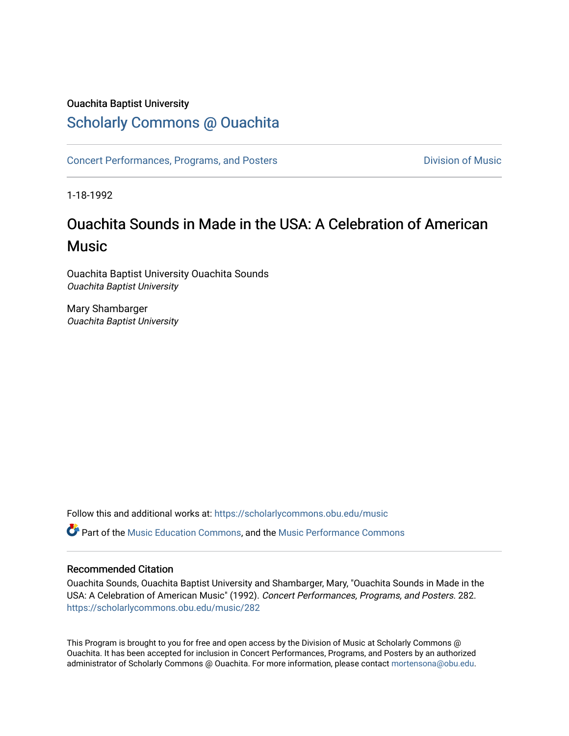Ouachita Baptist University

## Scholarly Commons @ Ouachita

Concert Performances, Programs, and Posters | Division of Music

1-18-1992

# Ouachita Sounds in Made in the USA: A Celebration of American Music

Ouachita Baptist University Ouachita Sounds
*Ouachita Baptist University*

Mary Shambarger
*Ouachita Baptist University*

Follow this and additional works at: https://scholarlycommons.obu.edu/music

Part of the Music Education Commons, and the Music Performance Commons

### Recommended Citation

Ouachita Sounds, Ouachita Baptist University and Shambarger, Mary, "Ouachita Sounds in Made in the USA: A Celebration of American Music" (1992). *Concert Performances, Programs, and Posters*. 282.
https://scholarlycommons.obu.edu/music/282

This Program is brought to you for free and open access by the Division of Music at Scholarly Commons @ Ouachita. It has been accepted for inclusion in Concert Performances, Programs, and Posters by an authorized administrator of Scholarly Commons @ Ouachita. For more information, please contact mortensona@obu.edu.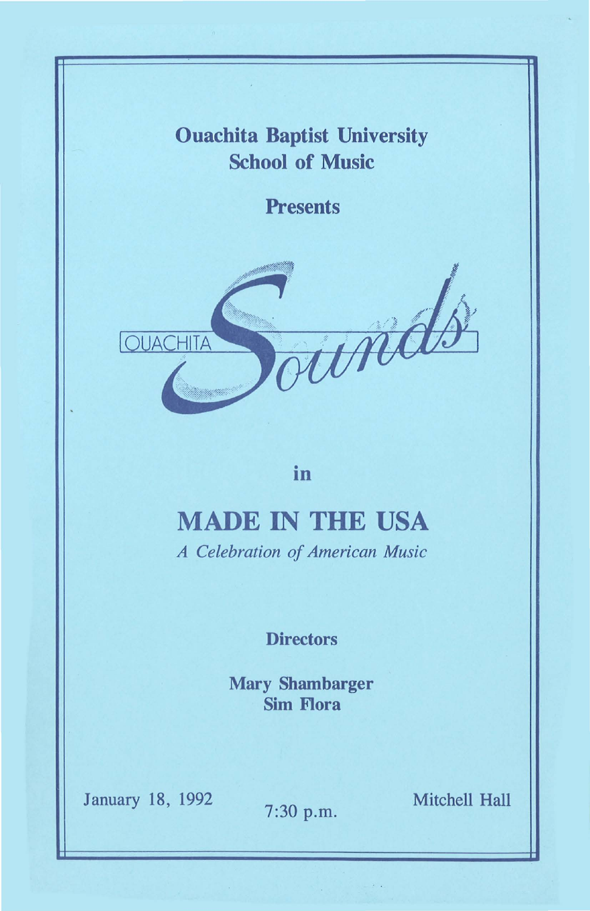**Ouachita Baptist University**
**School of Music**

**Presents**

OUACHITA *Sounds*

**in**

# MADE IN THE USA

*A Celebration of American Music*

**Directors**

**Mary Shambarger**
**Sim Flora**

January 18, 1992

7:30 p.m.

Mitchell Hall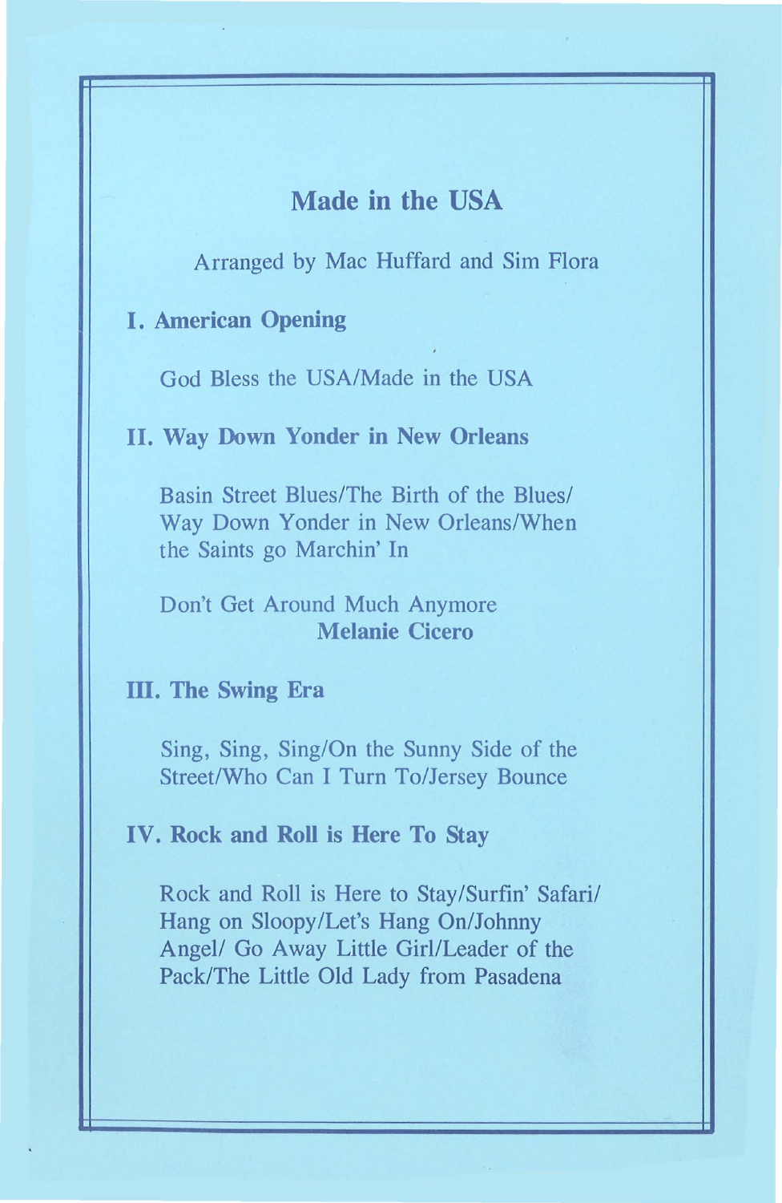## Made in the USA

Arranged by Mac Huffard and Sim Flora

### I. American Opening

God Bless the USA/Made in the USA

### II. Way Down Yonder in New Orleans

Basin Street Blues/The Birth of the Blues/ Way Down Yonder in New Orleans/When the Saints go Marchin' In

Don't Get Around Much Anymore
**Melanie Cicero**

### III. The Swing Era

Sing, Sing, Sing/On the Sunny Side of the Street/Who Can I Turn To/Jersey Bounce

### IV. Rock and Roll is Here To Stay

Rock and Roll is Here to Stay/Surfin' Safari/ Hang on Sloopy/Let's Hang On/Johnny Angel/ Go Away Little Girl/Leader of the Pack/The Little Old Lady from Pasadena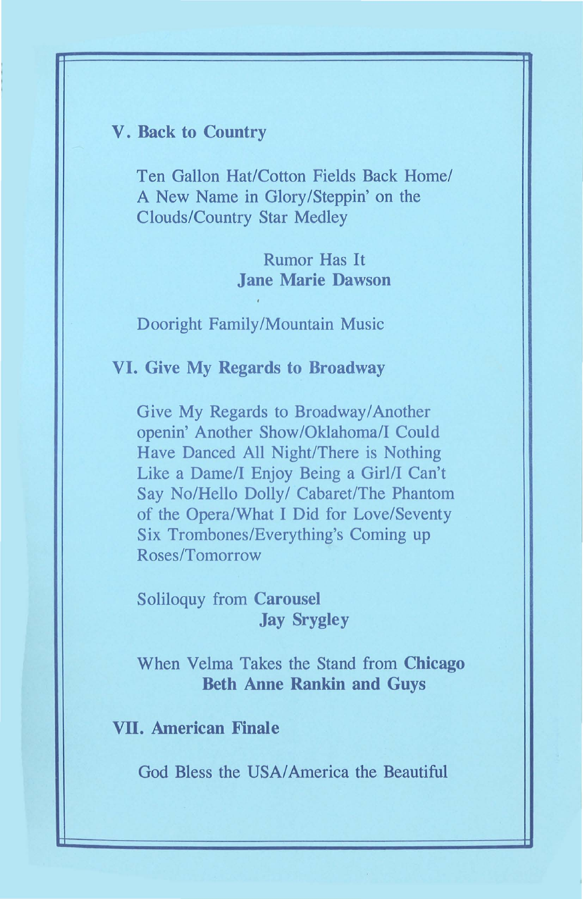## V. Back to Country

Ten Gallon Hat/Cotton Fields Back Home/ A New Name in Glory/Steppin' on the Clouds/Country Star Medley

Rumor Has It
**Jane Marie Dawson**

Dooright Family/Mountain Music

## VI. Give My Regards to Broadway

Give My Regards to Broadway/Another openin' Another Show/Oklahoma/I Could Have Danced All Night/There is Nothing Like a Dame/I Enjoy Being a Girl/I Can't Say No/Hello Dolly/ Cabaret/The Phantom of the Opera/What I Did for Love/Seventy Six Trombones/Everything's Coming up Roses/Tomorrow

Soliloquy from **Carousel**
**Jay Srygley**

When Velma Takes the Stand from **Chicago**
**Beth Anne Rankin and Guys**

## VII. American Finale

God Bless the USA/America the Beautiful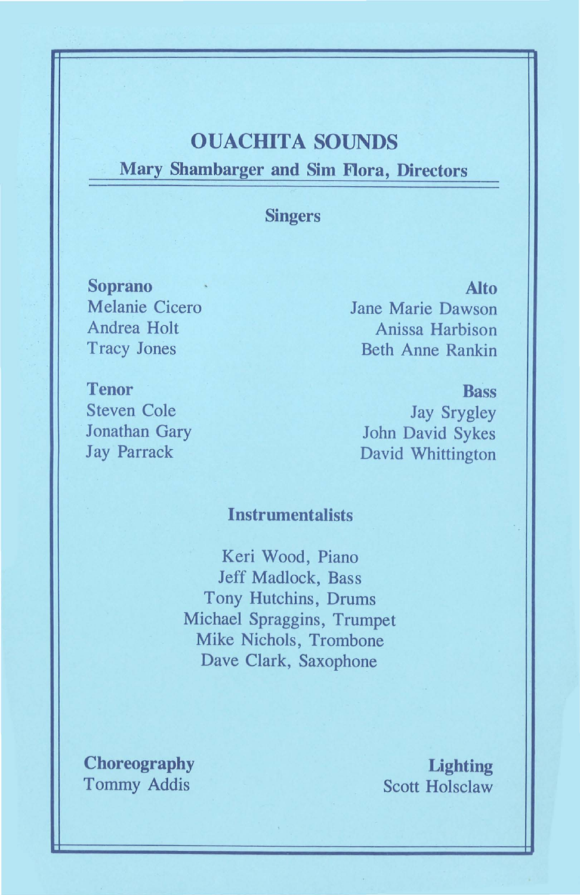# OUACHITA SOUNDS

## Mary Shambarger and Sim Flora, Directors

### Singers

**Soprano**
Melanie Cicero
Andrea Holt
Tracy Jones

**Alto**
Jane Marie Dawson
Anissa Harbison
Beth Anne Rankin

**Tenor**
Steven Cole
Jonathan Gary
Jay Parrack

**Bass**
Jay Srygley
John David Sykes
David Whittington

### Instrumentalists

Keri Wood, Piano
Jeff Madlock, Bass
Tony Hutchins, Drums
Michael Spraggins, Trumpet
Mike Nichols, Trombone
Dave Clark, Saxophone

**Choreography**
Tommy Addis

**Lighting**
Scott Holsclaw